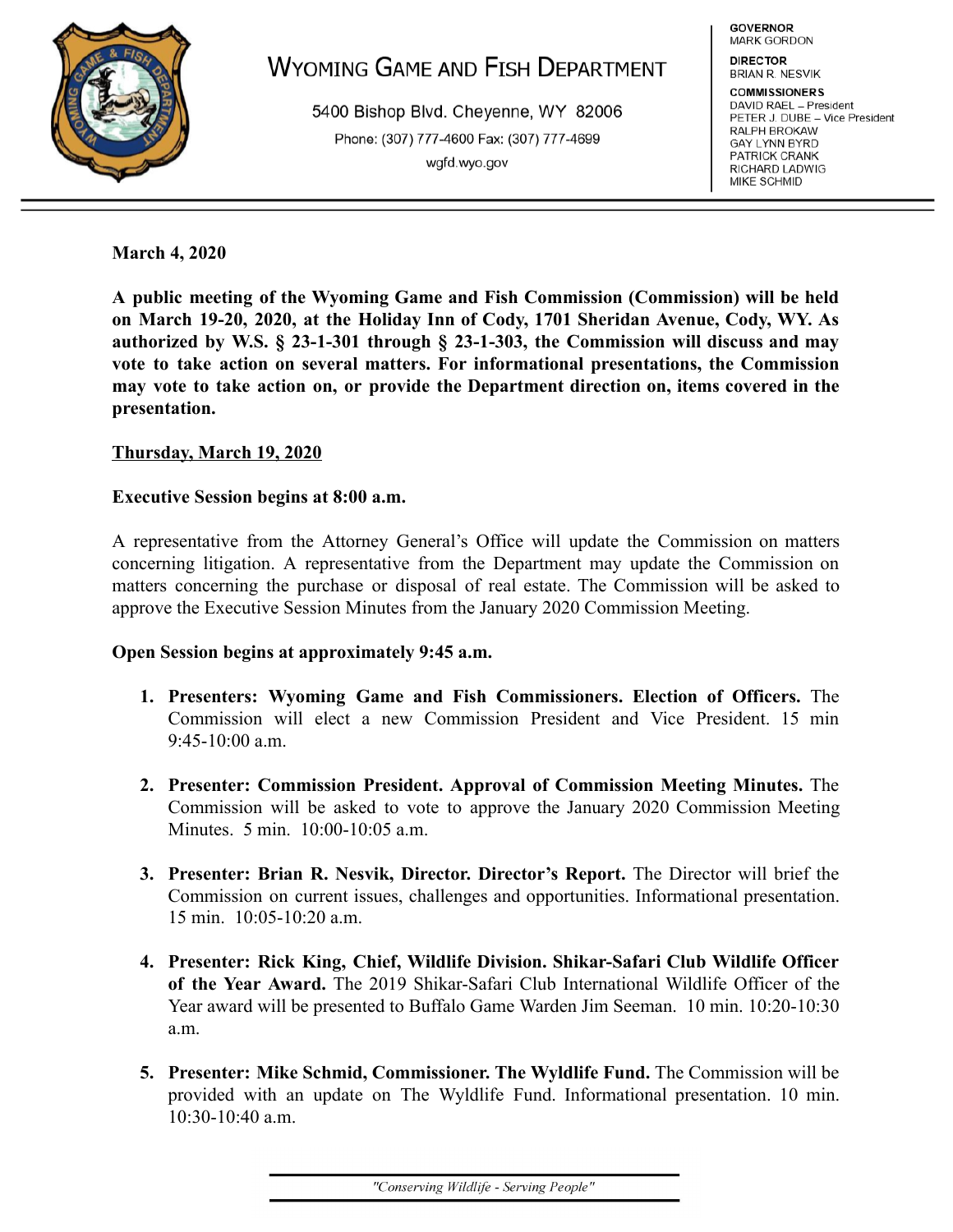# WYOMING GAME AND FISH DEPARTMENT

5400 Bishop Blvd. Cheyenne, WY 82006

Phone: (307) 777-4600 Fax: (307) 777-4699

wgfd.wyo.gov

**GOVERNOR**
MARK GORDON

**DIRECTOR**
BRIAN R. NESVIK

**COMMISSIONERS**
DAVID RAEL – President
PETER J. DUBE – Vice President
RALPH BROKAW
GAY LYNN BYRD
PATRICK CRANK
RICHARD LADWIG
MIKE SCHMID

---

**March 4, 2020**

**A public meeting of the Wyoming Game and Fish Commission (Commission) will be held on March 19-20, 2020, at the Holiday Inn of Cody, 1701 Sheridan Avenue, Cody, WY. As authorized by W.S. § 23-1-301 through § 23-1-303, the Commission will discuss and may vote to take action on several matters. For informational presentations, the Commission may vote to take action on, or provide the Department direction on, items covered in the presentation.**

**<u>Thursday, March 19, 2020</u>**

**Executive Session begins at 8:00 a.m.**

A representative from the Attorney General's Office will update the Commission on matters concerning litigation. A representative from the Department may update the Commission on matters concerning the purchase or disposal of real estate. The Commission will be asked to approve the Executive Session Minutes from the January 2020 Commission Meeting.

**Open Session begins at approximately 9:45 a.m.**

1. **Presenters: Wyoming Game and Fish Commissioners. Election of Officers.** The Commission will elect a new Commission President and Vice President. 15 min 9:45-10:00 a.m.

2. **Presenter: Commission President. Approval of Commission Meeting Minutes.** The Commission will be asked to vote to approve the January 2020 Commission Meeting Minutes. 5 min. 10:00-10:05 a.m.

3. **Presenter: Brian R. Nesvik, Director. Director's Report.** The Director will brief the Commission on current issues, challenges and opportunities. Informational presentation. 15 min. 10:05-10:20 a.m.

4. **Presenter: Rick King, Chief, Wildlife Division. Shikar-Safari Club Wildlife Officer of the Year Award.** The 2019 Shikar-Safari Club International Wildlife Officer of the Year award will be presented to Buffalo Game Warden Jim Seeman. 10 min. 10:20-10:30 a.m.

5. **Presenter: Mike Schmid, Commissioner. The Wyldlife Fund.** The Commission will be provided with an update on The Wyldlife Fund. Informational presentation. 10 min. 10:30-10:40 a.m.

*"Conserving Wildlife - Serving People"*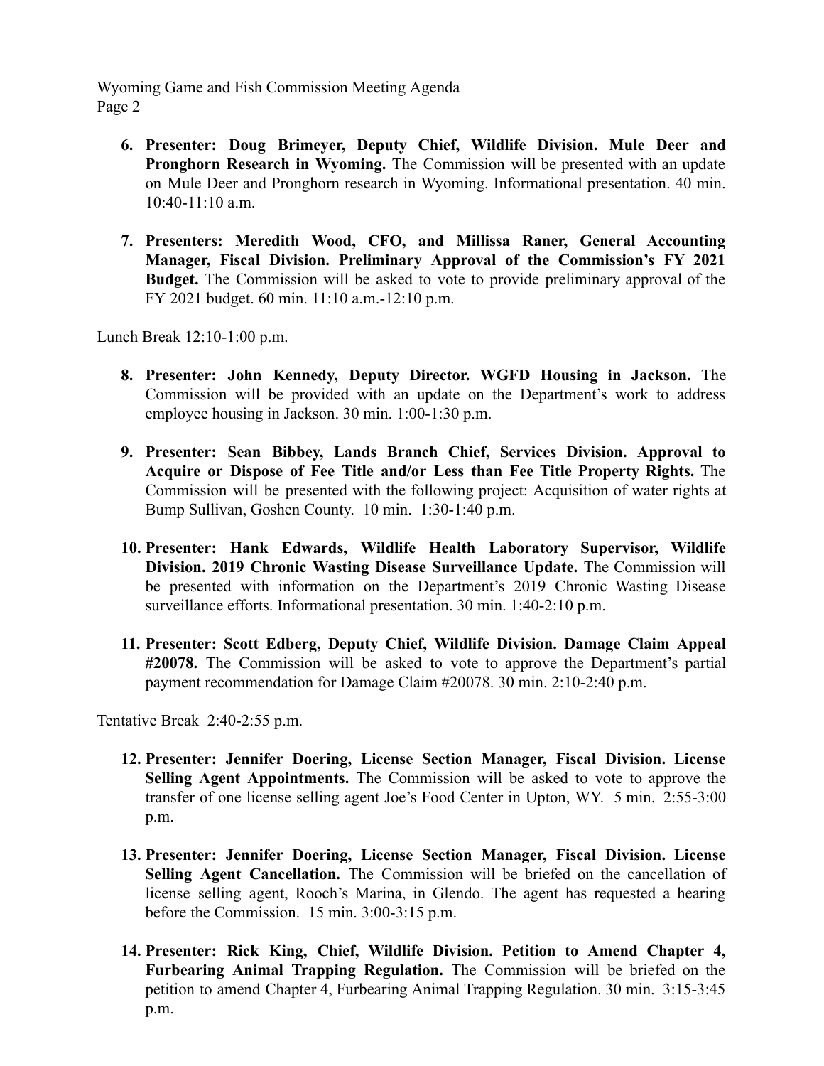6. **Presenter: Doug Brimeyer, Deputy Chief, Wildlife Division. Mule Deer and Pronghorn Research in Wyoming.** The Commission will be presented with an update on Mule Deer and Pronghorn research in Wyoming. Informational presentation. 40 min. 10:40-11:10 a.m.

7. **Presenters: Meredith Wood, CFO, and Millissa Raner, General Accounting Manager, Fiscal Division. Preliminary Approval of the Commission's FY 2021 Budget.** The Commission will be asked to vote to provide preliminary approval of the FY 2021 budget. 60 min. 11:10 a.m.-12:10 p.m.

Lunch Break 12:10-1:00 p.m.

8. **Presenter: John Kennedy, Deputy Director. WGFD Housing in Jackson.** The Commission will be provided with an update on the Department's work to address employee housing in Jackson. 30 min. 1:00-1:30 p.m.

9. **Presenter: Sean Bibbey, Lands Branch Chief, Services Division. Approval to Acquire or Dispose of Fee Title and/or Less than Fee Title Property Rights.** The Commission will be presented with the following project: Acquisition of water rights at Bump Sullivan, Goshen County. 10 min. 1:30-1:40 p.m.

10. **Presenter: Hank Edwards, Wildlife Health Laboratory Supervisor, Wildlife Division. 2019 Chronic Wasting Disease Surveillance Update.** The Commission will be presented with information on the Department's 2019 Chronic Wasting Disease surveillance efforts. Informational presentation. 30 min. 1:40-2:10 p.m.

11. **Presenter: Scott Edberg, Deputy Chief, Wildlife Division. Damage Claim Appeal #20078.** The Commission will be asked to vote to approve the Department's partial payment recommendation for Damage Claim #20078. 30 min. 2:10-2:40 p.m.

Tentative Break 2:40-2:55 p.m.

12. **Presenter: Jennifer Doering, License Section Manager, Fiscal Division. License Selling Agent Appointments.** The Commission will be asked to vote to approve the transfer of one license selling agent Joe's Food Center in Upton, WY. 5 min. 2:55-3:00 p.m.

13. **Presenter: Jennifer Doering, License Section Manager, Fiscal Division. License Selling Agent Cancellation.** The Commission will be briefed on the cancellation of license selling agent, Rooch's Marina, in Glendo. The agent has requested a hearing before the Commission. 15 min. 3:00-3:15 p.m.

14. **Presenter: Rick King, Chief, Wildlife Division. Petition to Amend Chapter 4, Furbearing Animal Trapping Regulation.** The Commission will be briefed on the petition to amend Chapter 4, Furbearing Animal Trapping Regulation. 30 min. 3:15-3:45 p.m.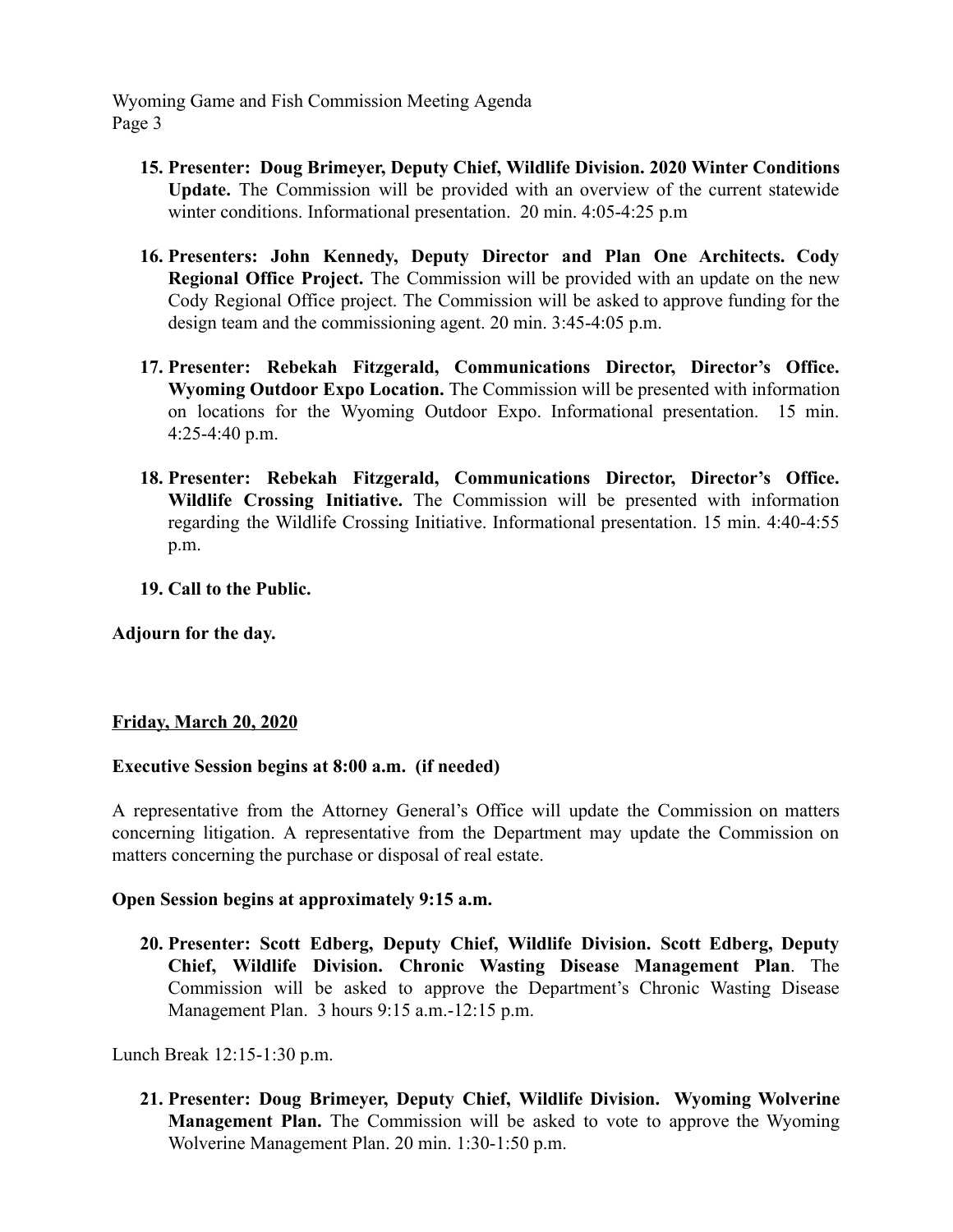15. **Presenter: Doug Brimeyer, Deputy Chief, Wildlife Division. 2020 Winter Conditions Update.** The Commission will be provided with an overview of the current statewide winter conditions. Informational presentation. 20 min. 4:05-4:25 p.m

16. **Presenters: John Kennedy, Deputy Director and Plan One Architects. Cody Regional Office Project.** The Commission will be provided with an update on the new Cody Regional Office project. The Commission will be asked to approve funding for the design team and the commissioning agent. 20 min. 3:45-4:05 p.m.

17. **Presenter: Rebekah Fitzgerald, Communications Director, Director's Office. Wyoming Outdoor Expo Location.** The Commission will be presented with information on locations for the Wyoming Outdoor Expo. Informational presentation. 15 min. 4:25-4:40 p.m.

18. **Presenter: Rebekah Fitzgerald, Communications Director, Director's Office. Wildlife Crossing Initiative.** The Commission will be presented with information regarding the Wildlife Crossing Initiative. Informational presentation. 15 min. 4:40-4:55 p.m.

19. **Call to the Public.**

**Adjourn for the day.**

**<u>Friday, March 20, 2020</u>**

**Executive Session begins at 8:00 a.m. (if needed)**

A representative from the Attorney General's Office will update the Commission on matters concerning litigation. A representative from the Department may update the Commission on matters concerning the purchase or disposal of real estate.

**Open Session begins at approximately 9:15 a.m.**

20. **Presenter: Scott Edberg, Deputy Chief, Wildlife Division. Scott Edberg, Deputy Chief, Wildlife Division. Chronic Wasting Disease Management Plan**. The Commission will be asked to approve the Department's Chronic Wasting Disease Management Plan. 3 hours 9:15 a.m.-12:15 p.m.

Lunch Break 12:15-1:30 p.m.

21. **Presenter: Doug Brimeyer, Deputy Chief, Wildlife Division. Wyoming Wolverine Management Plan.** The Commission will be asked to vote to approve the Wyoming Wolverine Management Plan. 20 min. 1:30-1:50 p.m.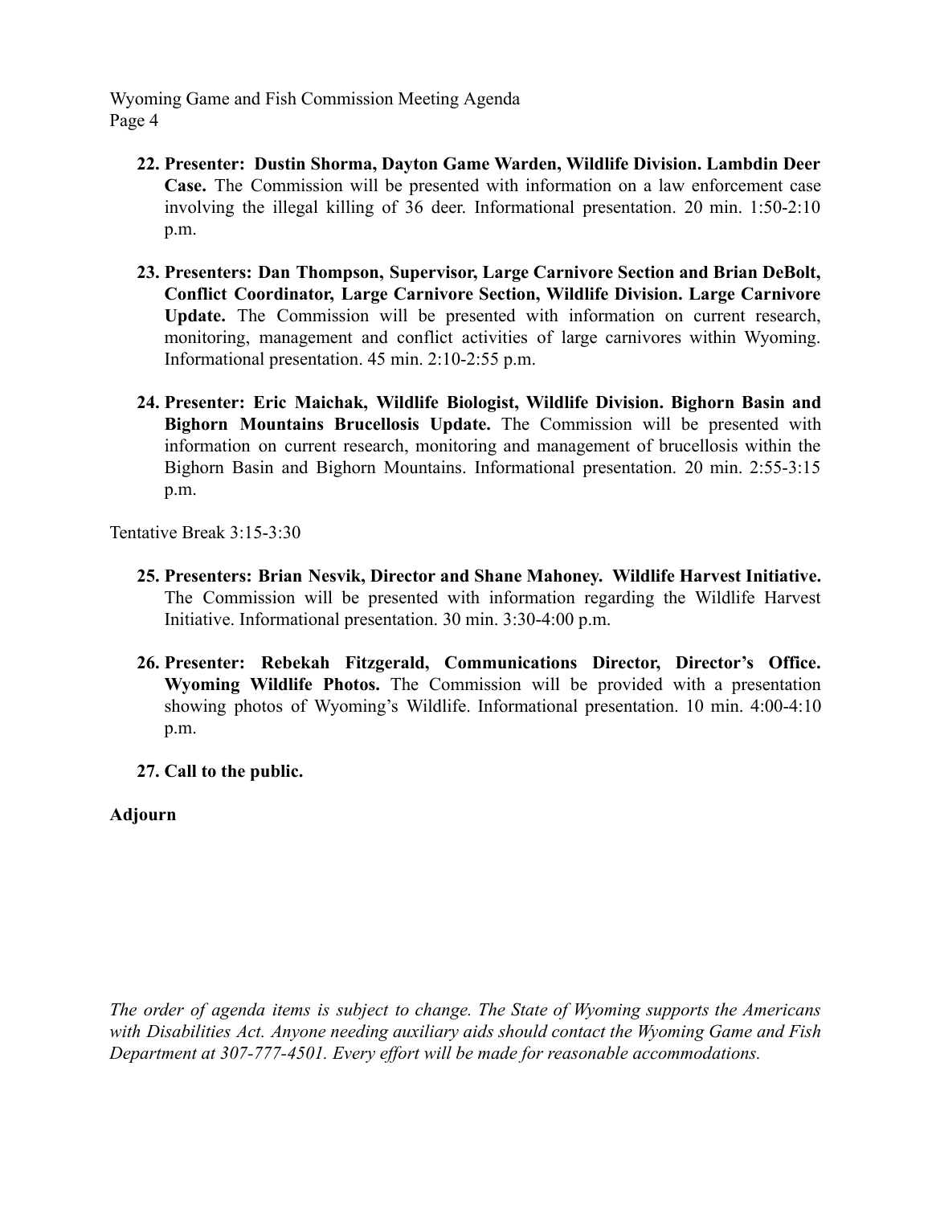22. **Presenter: Dustin Shorma, Dayton Game Warden, Wildlife Division. Lambdin Deer Case.** The Commission will be presented with information on a law enforcement case involving the illegal killing of 36 deer. Informational presentation. 20 min. 1:50-2:10 p.m.

23. **Presenters: Dan Thompson, Supervisor, Large Carnivore Section and Brian DeBolt, Conflict Coordinator, Large Carnivore Section, Wildlife Division. Large Carnivore Update.** The Commission will be presented with information on current research, monitoring, management and conflict activities of large carnivores within Wyoming. Informational presentation. 45 min. 2:10-2:55 p.m.

24. **Presenter: Eric Maichak, Wildlife Biologist, Wildlife Division. Bighorn Basin and Bighorn Mountains Brucellosis Update.** The Commission will be presented with information on current research, monitoring and management of brucellosis within the Bighorn Basin and Bighorn Mountains. Informational presentation. 20 min. 2:55-3:15 p.m.

Tentative Break 3:15-3:30

25. **Presenters: Brian Nesvik, Director and Shane Mahoney. Wildlife Harvest Initiative.** The Commission will be presented with information regarding the Wildlife Harvest Initiative. Informational presentation. 30 min. 3:30-4:00 p.m.

26. **Presenter: Rebekah Fitzgerald, Communications Director, Director's Office. Wyoming Wildlife Photos.** The Commission will be provided with a presentation showing photos of Wyoming's Wildlife. Informational presentation. 10 min. 4:00-4:10 p.m.

27. **Call to the public.**

**Adjourn**

*The order of agenda items is subject to change. The State of Wyoming supports the Americans with Disabilities Act. Anyone needing auxiliary aids should contact the Wyoming Game and Fish Department at 307-777-4501. Every effort will be made for reasonable accommodations.*